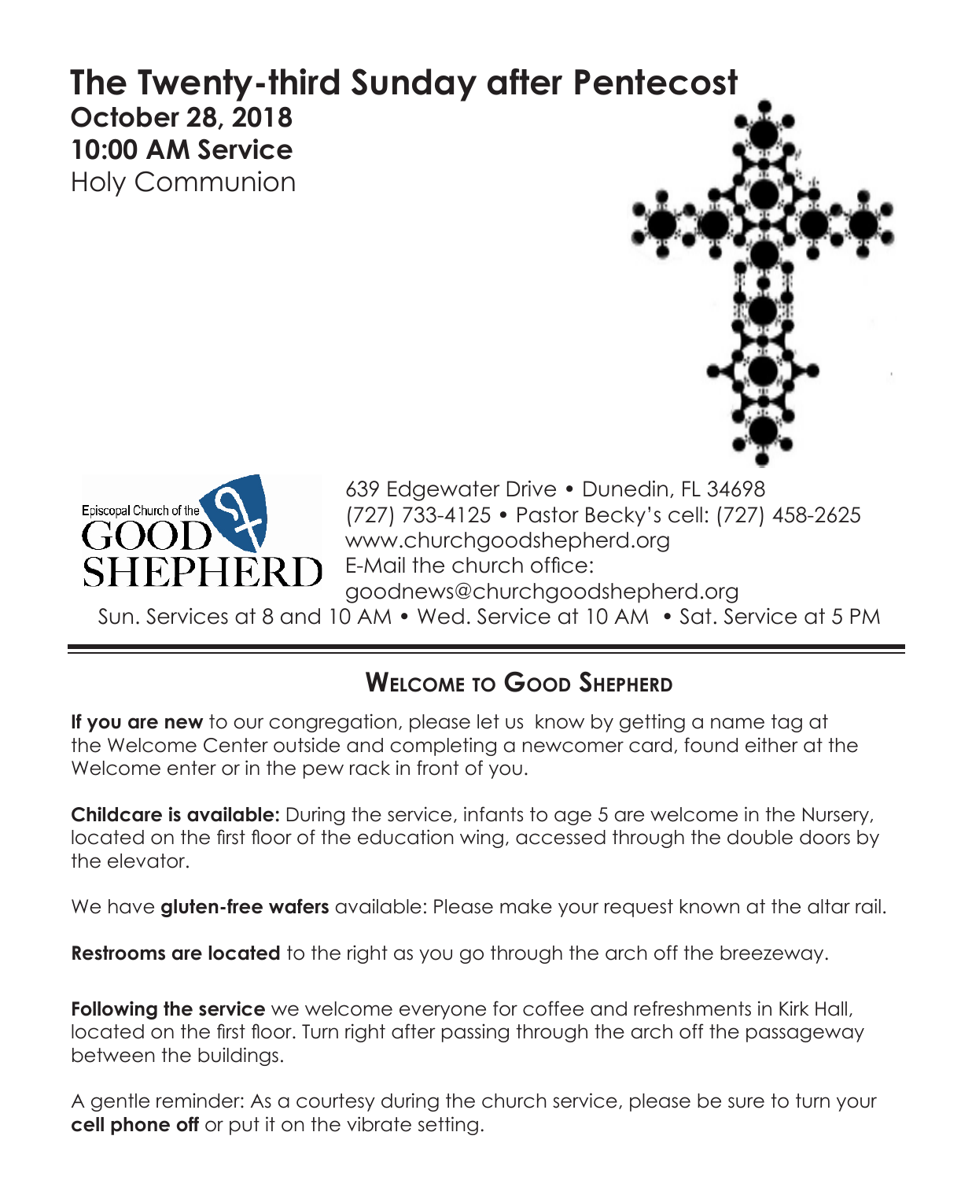# The Twenty-third Sunday after Pentecost

**October 28, 2018**
**10:00 AM Service**
Holy Communion

Episcopal Church of the GOOD SHEPHERD

639 Edgewater Drive • Dunedin, FL 34698
(727) 733-4125 • Pastor Becky's cell: (727) 458-2625
www.churchgoodshepherd.org
E-Mail the church office:
goodnews@churchgoodshepherd.org

Sun. Services at 8 and 10 AM • Wed. Service at 10 AM • Sat. Service at 5 PM

## Welcome to Good Shepherd

**If you are new** to our congregation, please let us know by getting a name tag at the Welcome Center outside and completing a newcomer card, found either at the Welcome enter or in the pew rack in front of you.

**Childcare is available:** During the service, infants to age 5 are welcome in the Nursery, located on the first floor of the education wing, accessed through the double doors by the elevator.

We have **gluten-free wafers** available: Please make your request known at the altar rail.

**Restrooms are located** to the right as you go through the arch off the breezeway.

**Following the service** we welcome everyone for coffee and refreshments in Kirk Hall, located on the first floor. Turn right after passing through the arch off the passageway between the buildings.

A gentle reminder: As a courtesy during the church service, please be sure to turn your **cell phone off** or put it on the vibrate setting.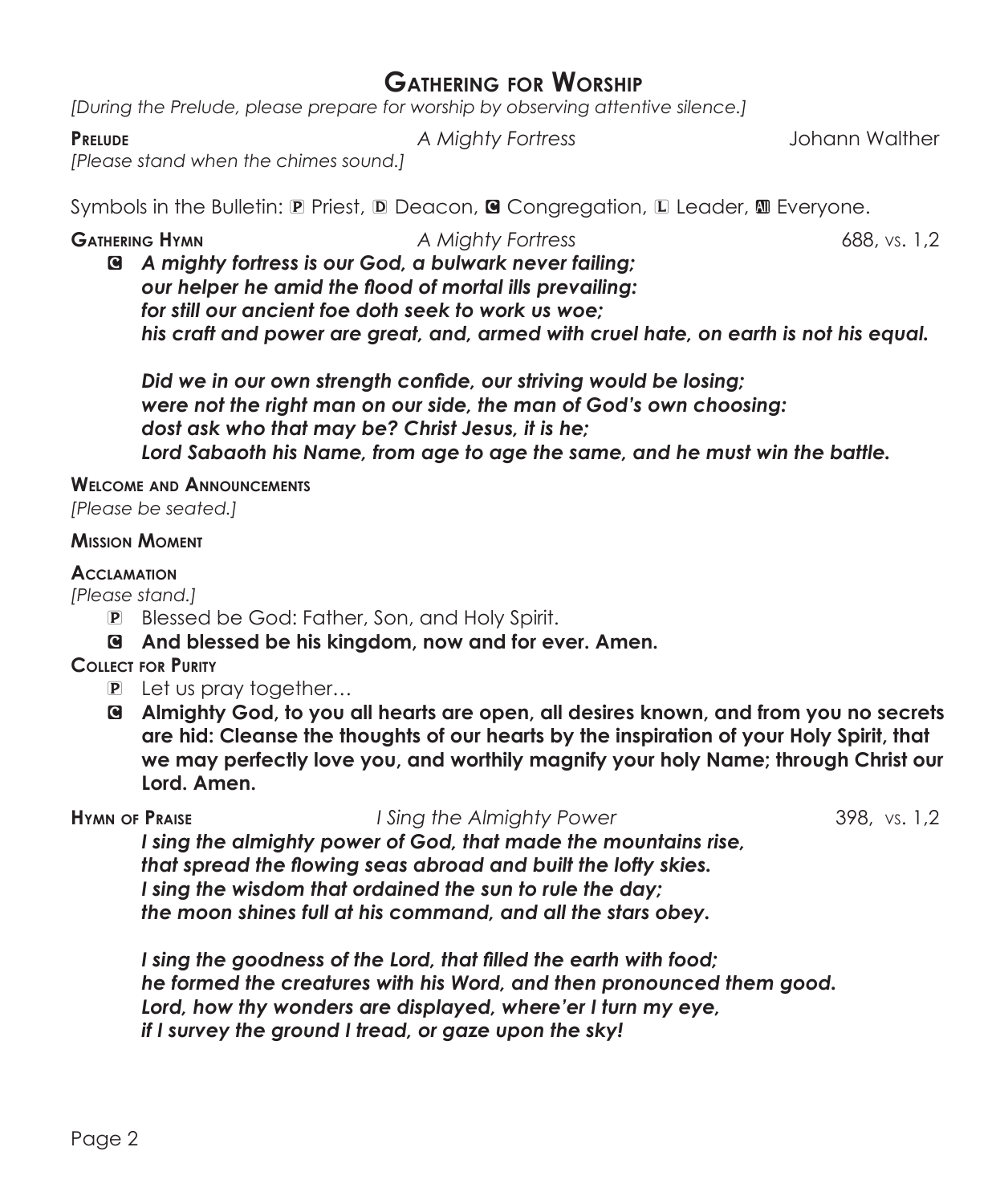# Gathering for Worship

*[During the Prelude, please prepare for worship by observing attentive silence.]*

**Prelude** *A Mighty Fortress* Johann Walther

*[Please stand when the chimes sound.]*

Symbols in the Bulletin: P Priest, D Deacon, C Congregation, L Leader, All Everyone.

**Gathering Hymn** *A Mighty Fortress* 688, vs. 1,2

C ***A mighty fortress is our God, a bulwark never failing;***
***our helper he amid the flood of mortal ills prevailing:***
***for still our ancient foe doth seek to work us woe;***
***his craft and power are great, and, armed with cruel hate, on earth is not his equal.***

***Did we in our own strength confide, our striving would be losing;***
***were not the right man on our side, the man of God's own choosing:***
***dost ask who that may be? Christ Jesus, it is he;***
***Lord Sabaoth his Name, from age to age the same, and he must win the battle.***

**Welcome and Announcements**

*[Please be seated.]*

**Mission Moment**

**Acclamation**

*[Please stand.]*

P Blessed be God: Father, Son, and Holy Spirit.

C **And blessed be his kingdom, now and for ever. Amen.**

**Collect for Purity**

P Let us pray together…

C **Almighty God, to you all hearts are open, all desires known, and from you no secrets are hid: Cleanse the thoughts of our hearts by the inspiration of your Holy Spirit, that we may perfectly love you, and worthily magnify your holy Name; through Christ our Lord. Amen.**

**Hymn of Praise** *I Sing the Almighty Power* 398, vs. 1,2

***I sing the almighty power of God, that made the mountains rise,***
***that spread the flowing seas abroad and built the lofty skies.***
***I sing the wisdom that ordained the sun to rule the day;***
***the moon shines full at his command, and all the stars obey.***

***I sing the goodness of the Lord, that filled the earth with food;***
***he formed the creatures with his Word, and then pronounced them good.***
***Lord, how thy wonders are displayed, where'er I turn my eye,***
***if I survey the ground I tread, or gaze upon the sky!***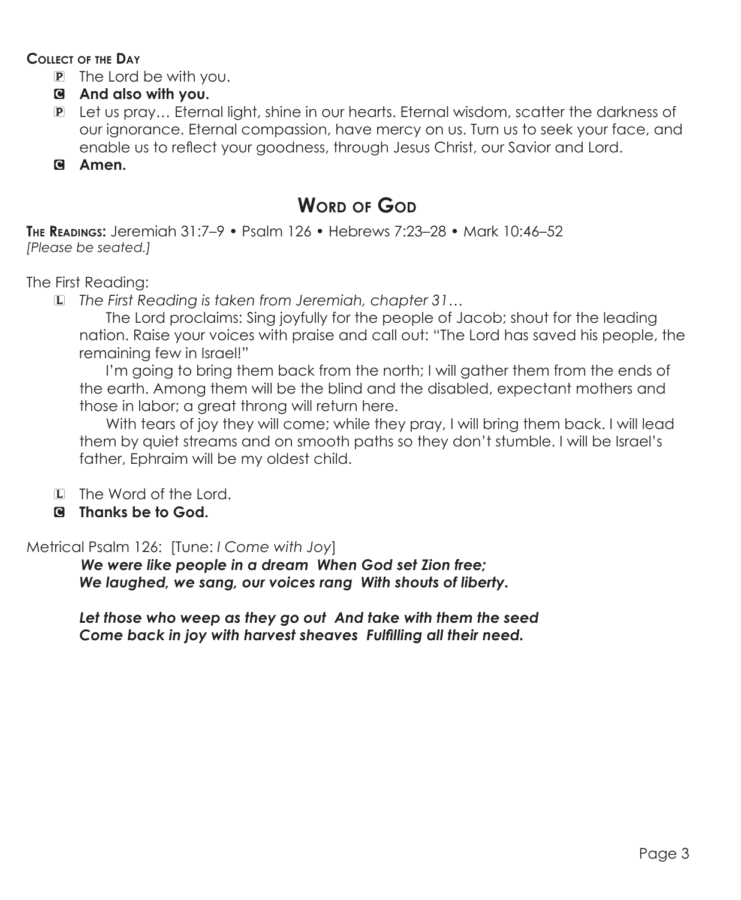**Collect of the Day**

P The Lord be with you.

C **And also with you.**

P Let us pray… Eternal light, shine in our hearts. Eternal wisdom, scatter the darkness of our ignorance. Eternal compassion, have mercy on us. Turn us to seek your face, and enable us to reflect your goodness, through Jesus Christ, our Savior and Lord.

C **Amen.**

## Word of God

**The Readings:** Jeremiah 31:7–9 • Psalm 126 • Hebrews 7:23–28 • Mark 10:46–52
*[Please be seated.]*

The First Reading:

L *The First Reading is taken from Jeremiah, chapter 31…*

The Lord proclaims: Sing joyfully for the people of Jacob; shout for the leading nation. Raise your voices with praise and call out: "The Lord has saved his people, the remaining few in Israel!"

I'm going to bring them back from the north; I will gather them from the ends of the earth. Among them will be the blind and the disabled, expectant mothers and those in labor; a great throng will return here.

With tears of joy they will come; while they pray, I will bring them back. I will lead them by quiet streams and on smooth paths so they don't stumble. I will be Israel's father, Ephraim will be my oldest child.

L The Word of the Lord.

C **Thanks be to God.**

Metrical Psalm 126: [Tune: *I Come with Joy*]

***We were like people in a dream When God set Zion free;***
***We laughed, we sang, our voices rang With shouts of liberty.***

***Let those who weep as they go out And take with them the seed***
***Come back in joy with harvest sheaves Fulfilling all their need.***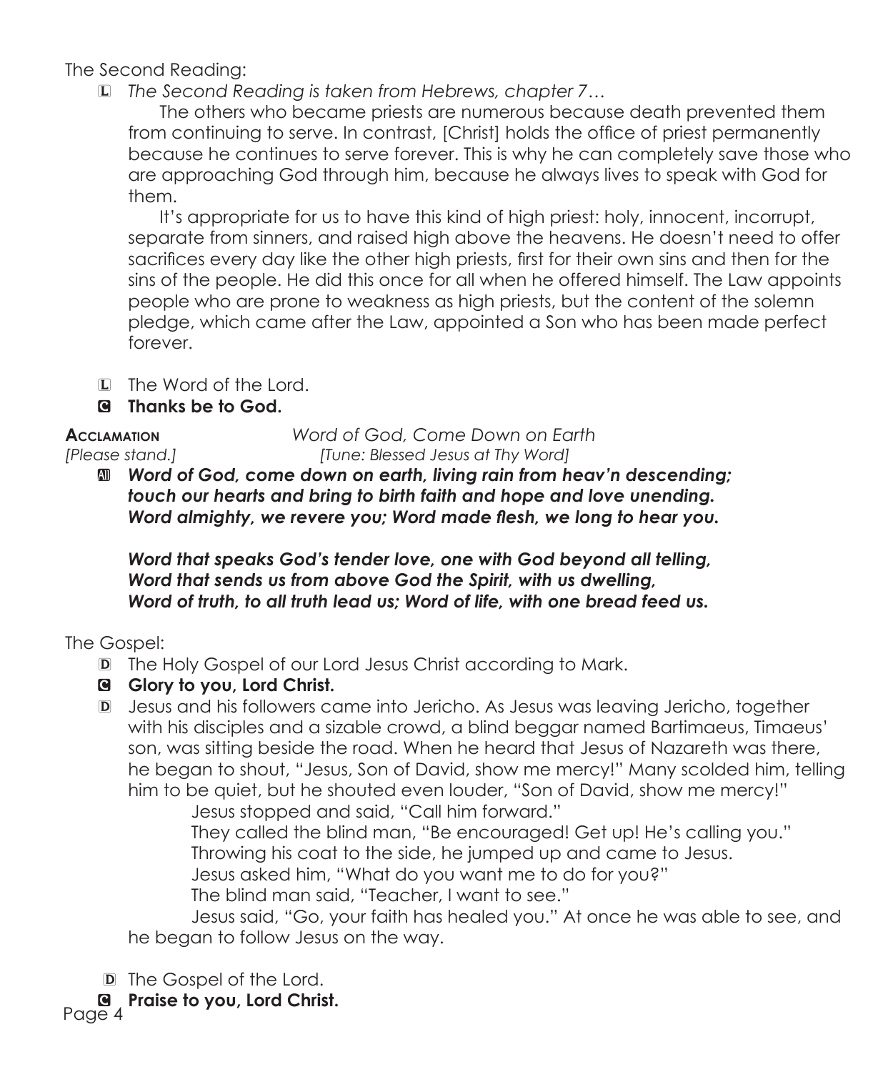The Second Reading:

L *The Second Reading is taken from Hebrews, chapter 7…*

The others who became priests are numerous because death prevented them from continuing to serve. In contrast, [Christ] holds the office of priest permanently because he continues to serve forever. This is why he can completely save those who are approaching God through him, because he always lives to speak with God for them.

It's appropriate for us to have this kind of high priest: holy, innocent, incorrupt, separate from sinners, and raised high above the heavens. He doesn't need to offer sacrifices every day like the other high priests, first for their own sins and then for the sins of the people. He did this once for all when he offered himself. The Law appoints people who are prone to weakness as high priests, but the content of the solemn pledge, which came after the Law, appointed a Son who has been made perfect forever.

L The Word of the Lord.

C **Thanks be to God.**

**Acclamation** *Word of God, Come Down on Earth*
*[Please stand.]* *[Tune: Blessed Jesus at Thy Word]*

All ***Word of God, come down on earth, living rain from heav'n descending; touch our hearts and bring to birth faith and hope and love unending. Word almighty, we revere you; Word made flesh, we long to hear you.***

***Word that speaks God's tender love, one with God beyond all telling, Word that sends us from above God the Spirit, with us dwelling, Word of truth, to all truth lead us; Word of life, with one bread feed us.***

The Gospel:

D The Holy Gospel of our Lord Jesus Christ according to Mark.

C **Glory to you, Lord Christ.**

D Jesus and his followers came into Jericho. As Jesus was leaving Jericho, together with his disciples and a sizable crowd, a blind beggar named Bartimaeus, Timaeus' son, was sitting beside the road. When he heard that Jesus of Nazareth was there, he began to shout, "Jesus, Son of David, show me mercy!" Many scolded him, telling him to be quiet, but he shouted even louder, "Son of David, show me mercy!"

Jesus stopped and said, "Call him forward."

They called the blind man, "Be encouraged! Get up! He's calling you."

Throwing his coat to the side, he jumped up and came to Jesus.

Jesus asked him, "What do you want me to do for you?"

The blind man said, "Teacher, I want to see."

Jesus said, "Go, your faith has healed you." At once he was able to see, and he began to follow Jesus on the way.

D The Gospel of the Lord.

C **Praise to you, Lord Christ.**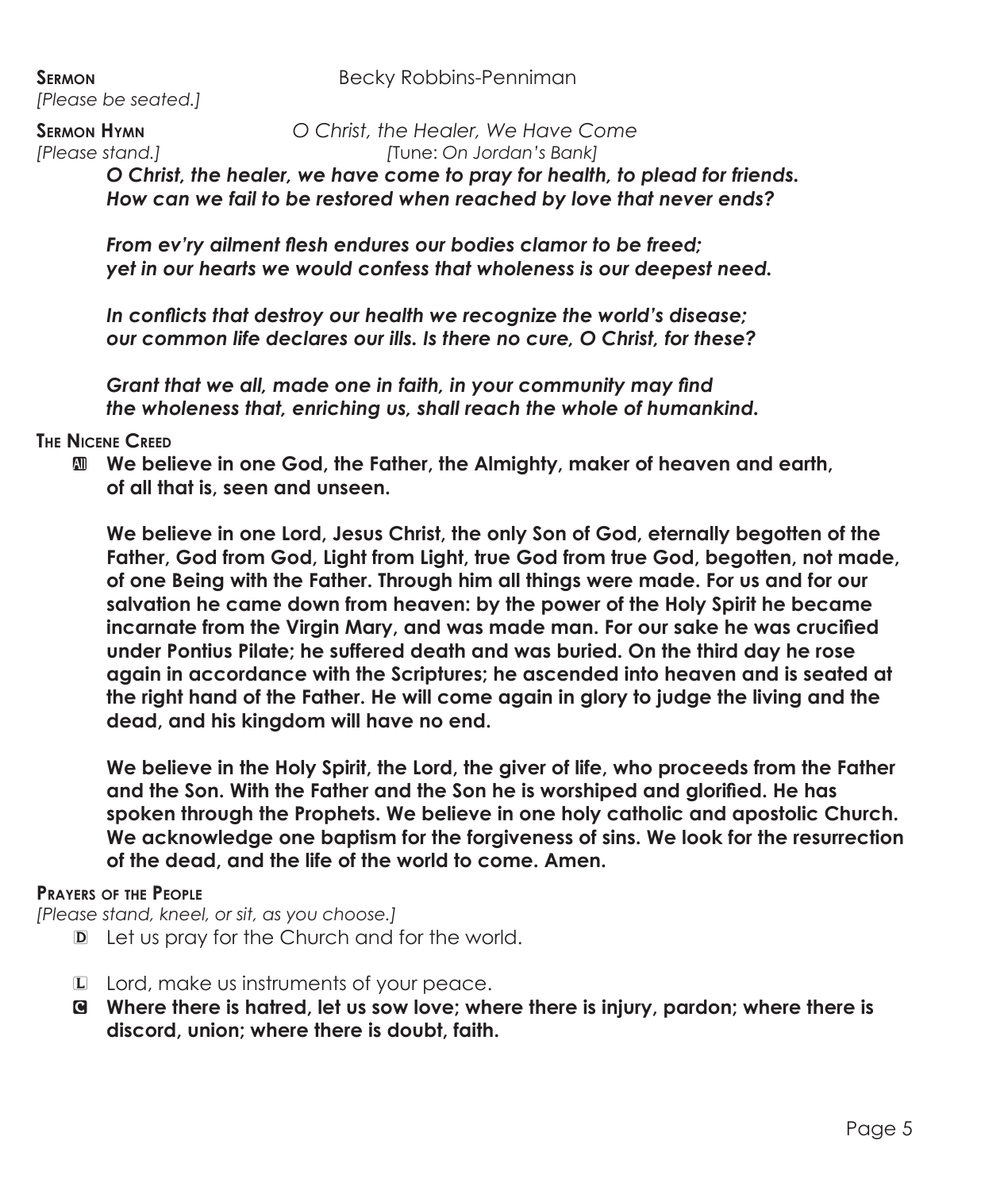**Sermon** Becky Robbins-Penniman

*[Please be seated.]*

**Sermon Hymn** *O Christ, the Healer, We Have Come*

*[Please stand.]* [Tune: *On Jordan's Bank]*

***O Christ, the healer, we have come to pray for health, to plead for friends.***
***How can we fail to be restored when reached by love that never ends?***

***From ev'ry ailment flesh endures our bodies clamor to be freed;***
***yet in our hearts we would confess that wholeness is our deepest need.***

***In conflicts that destroy our health we recognize the world's disease;***
***our common life declares our ills. Is there no cure, O Christ, for these?***

***Grant that we all, made one in faith, in your community may find***
***the wholeness that, enriching us, shall reach the whole of humankind.***

**The Nicene Creed**

All **We believe in one God, the Father, the Almighty, maker of heaven and earth, of all that is, seen and unseen.**

**We believe in one Lord, Jesus Christ, the only Son of God, eternally begotten of the Father, God from God, Light from Light, true God from true God, begotten, not made, of one Being with the Father. Through him all things were made. For us and for our salvation he came down from heaven: by the power of the Holy Spirit he became incarnate from the Virgin Mary, and was made man. For our sake he was crucified under Pontius Pilate; he suffered death and was buried. On the third day he rose again in accordance with the Scriptures; he ascended into heaven and is seated at the right hand of the Father. He will come again in glory to judge the living and the dead, and his kingdom will have no end.**

**We believe in the Holy Spirit, the Lord, the giver of life, who proceeds from the Father and the Son. With the Father and the Son he is worshiped and glorified. He has spoken through the Prophets. We believe in one holy catholic and apostolic Church. We acknowledge one baptism for the forgiveness of sins. We look for the resurrection of the dead, and the life of the world to come. Amen.**

**Prayers of the People**

*[Please stand, kneel, or sit, as you choose.]*

D Let us pray for the Church and for the world.

L Lord, make us instruments of your peace.

C **Where there is hatred, let us sow love; where there is injury, pardon; where there is discord, union; where there is doubt, faith.**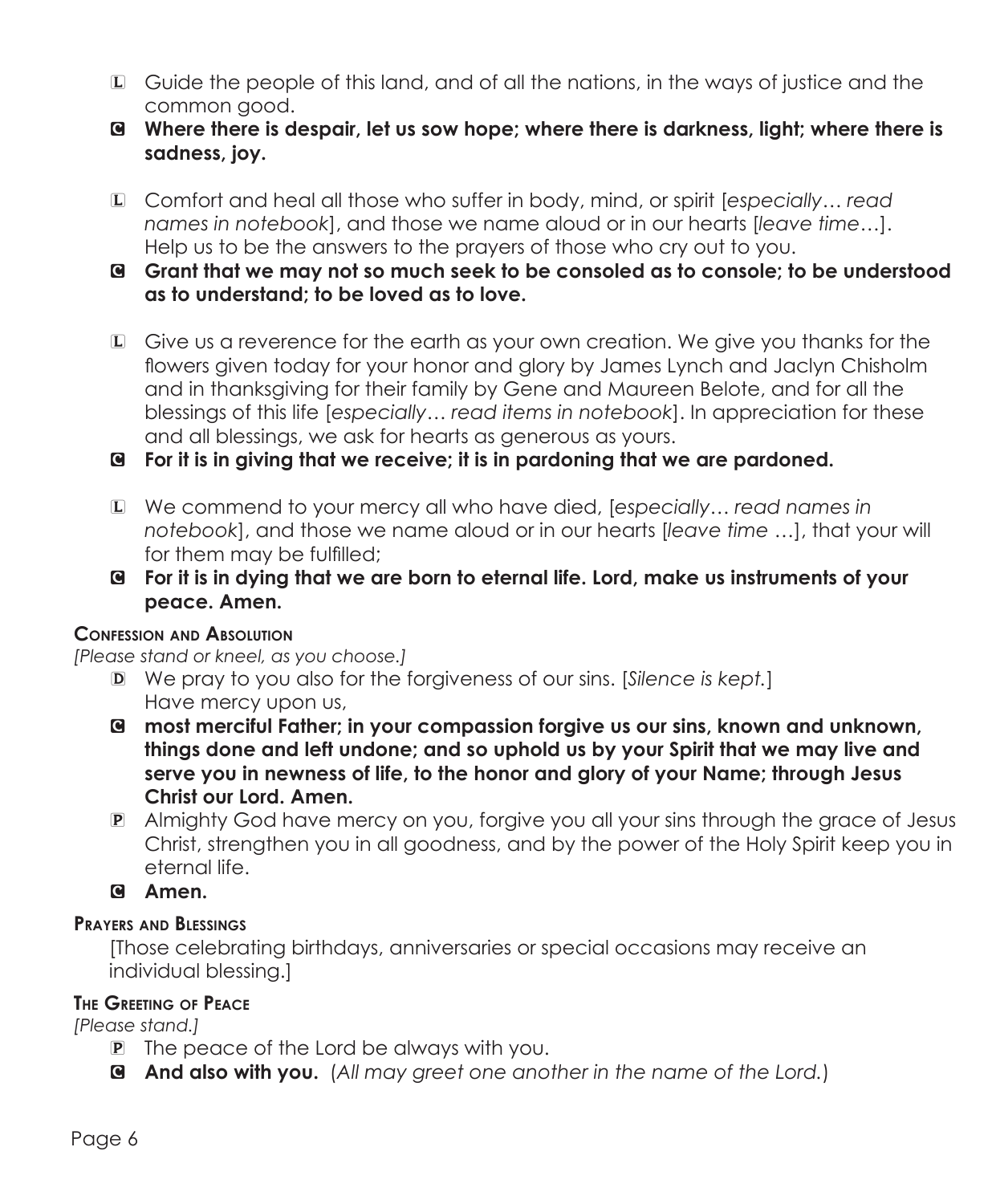L Guide the people of this land, and of all the nations, in the ways of justice and the common good.

C **Where there is despair, let us sow hope; where there is darkness, light; where there is sadness, joy.**

L Comfort and heal all those who suffer in body, mind, or spirit [*especially… read names in notebook*], and those we name aloud or in our hearts [*leave time*…]. Help us to be the answers to the prayers of those who cry out to you.

C **Grant that we may not so much seek to be consoled as to console; to be understood as to understand; to be loved as to love.**

L Give us a reverence for the earth as your own creation. We give you thanks for the flowers given today for your honor and glory by James Lynch and Jaclyn Chisholm and in thanksgiving for their family by Gene and Maureen Belote, and for all the blessings of this life [*especially… read items in notebook*]. In appreciation for these and all blessings, we ask for hearts as generous as yours.

C **For it is in giving that we receive; it is in pardoning that we are pardoned.**

L We commend to your mercy all who have died, [*especially… read names in notebook*], and those we name aloud or in our hearts [*leave time* …], that your will for them may be fulfilled;

C **For it is in dying that we are born to eternal life. Lord, make us instruments of your peace. Amen.**

### Confession and Absolution

*[Please stand or kneel, as you choose.]*

D We pray to you also for the forgiveness of our sins. [*Silence is kept.*] Have mercy upon us,

C **most merciful Father; in your compassion forgive us our sins, known and unknown, things done and left undone; and so uphold us by your Spirit that we may live and serve you in newness of life, to the honor and glory of your Name; through Jesus Christ our Lord. Amen.**

P Almighty God have mercy on you, forgive you all your sins through the grace of Jesus Christ, strengthen you in all goodness, and by the power of the Holy Spirit keep you in eternal life.

C **Amen.**

### Prayers and Blessings

[Those celebrating birthdays, anniversaries or special occasions may receive an individual blessing.]

### The Greeting of Peace

*[Please stand.]*

P The peace of the Lord be always with you.

C **And also with you.** (*All may greet one another in the name of the Lord.*)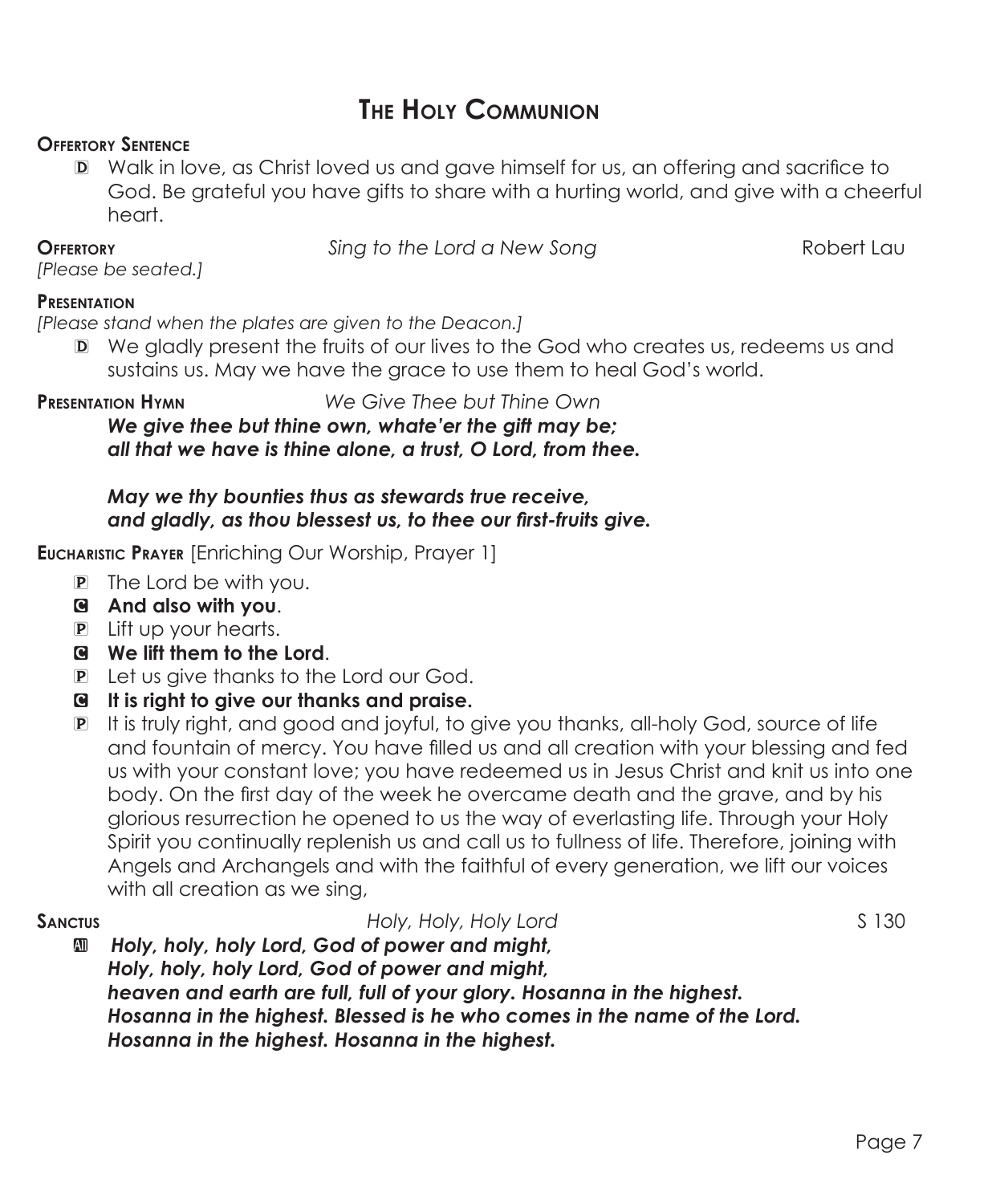# The Holy Communion

**Offertory Sentence**

D Walk in love, as Christ loved us and gave himself for us, an offering and sacrifice to God. Be grateful you have gifts to share with a hurting world, and give with a cheerful heart.

**Offertory** *Sing to the Lord a New Song* Robert Lau

*[Please be seated.]*

**Presentation**

*[Please stand when the plates are given to the Deacon.]*

D We gladly present the fruits of our lives to the God who creates us, redeems us and sustains us. May we have the grace to use them to heal God's world.

**Presentation Hymn** *We Give Thee but Thine Own*

***We give thee but thine own, whate'er the gift may be;***
***all that we have is thine alone, a trust, O Lord, from thee.***

***May we thy bounties thus as stewards true receive,***
***and gladly, as thou blessest us, to thee our first-fruits give.***

**Eucharistic Prayer** [Enriching Our Worship, Prayer 1]

P The Lord be with you.

C **And also with you**.

P Lift up your hearts.

C **We lift them to the Lord**.

P Let us give thanks to the Lord our God.

C **It is right to give our thanks and praise.**

P It is truly right, and good and joyful, to give you thanks, all-holy God, source of life and fountain of mercy. You have filled us and all creation with your blessing and fed us with your constant love; you have redeemed us in Jesus Christ and knit us into one body. On the first day of the week he overcame death and the grave, and by his glorious resurrection he opened to us the way of everlasting life. Through your Holy Spirit you continually replenish us and call us to fullness of life. Therefore, joining with Angels and Archangels and with the faithful of every generation, we lift our voices with all creation as we sing,

**Sanctus** *Holy, Holy, Holy Lord* S 130

All ***Holy, holy, holy Lord, God of power and might,***
***Holy, holy, holy Lord, God of power and might,***
***heaven and earth are full, full of your glory. Hosanna in the highest.***
***Hosanna in the highest. Blessed is he who comes in the name of the Lord.***
***Hosanna in the highest. Hosanna in the highest.***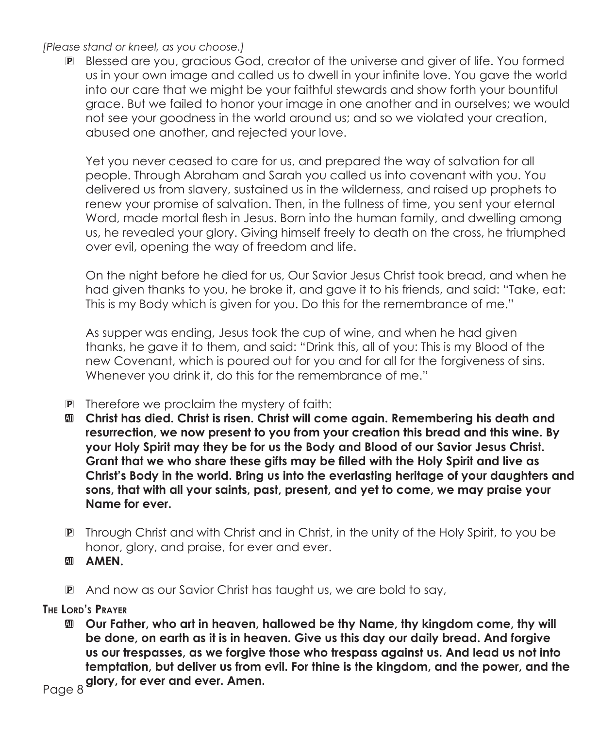*[Please stand or kneel, as you choose.]*

P Blessed are you, gracious God, creator of the universe and giver of life. You formed us in your own image and called us to dwell in your infinite love. You gave the world into our care that we might be your faithful stewards and show forth your bountiful grace. But we failed to honor your image in one another and in ourselves; we would not see your goodness in the world around us; and so we violated your creation, abused one another, and rejected your love.

Yet you never ceased to care for us, and prepared the way of salvation for all people. Through Abraham and Sarah you called us into covenant with you. You delivered us from slavery, sustained us in the wilderness, and raised up prophets to renew your promise of salvation. Then, in the fullness of time, you sent your eternal Word, made mortal flesh in Jesus. Born into the human family, and dwelling among us, he revealed your glory. Giving himself freely to death on the cross, he triumphed over evil, opening the way of freedom and life.

On the night before he died for us, Our Savior Jesus Christ took bread, and when he had given thanks to you, he broke it, and gave it to his friends, and said: "Take, eat: This is my Body which is given for you. Do this for the remembrance of me."

As supper was ending, Jesus took the cup of wine, and when he had given thanks, he gave it to them, and said: "Drink this, all of you: This is my Blood of the new Covenant, which is poured out for you and for all for the forgiveness of sins. Whenever you drink it, do this for the remembrance of me."

P Therefore we proclaim the mystery of faith:

All **Christ has died. Christ is risen. Christ will come again. Remembering his death and resurrection, we now present to you from your creation this bread and this wine. By your Holy Spirit may they be for us the Body and Blood of our Savior Jesus Christ. Grant that we who share these gifts may be filled with the Holy Spirit and live as Christ's Body in the world. Bring us into the everlasting heritage of your daughters and sons, that with all your saints, past, present, and yet to come, we may praise your Name for ever.**

P Through Christ and with Christ and in Christ, in the unity of the Holy Spirit, to you be honor, glory, and praise, for ever and ever.

All **AMEN.**

P And now as our Savior Christ has taught us, we are bold to say,

**The Lord's Prayer**

All **Our Father, who art in heaven, hallowed be thy Name, thy kingdom come, thy will be done, on earth as it is in heaven. Give us this day our daily bread. And forgive us our trespasses, as we forgive those who trespass against us. And lead us not into temptation, but deliver us from evil. For thine is the kingdom, and the power, and the glory, for ever and ever. Amen.**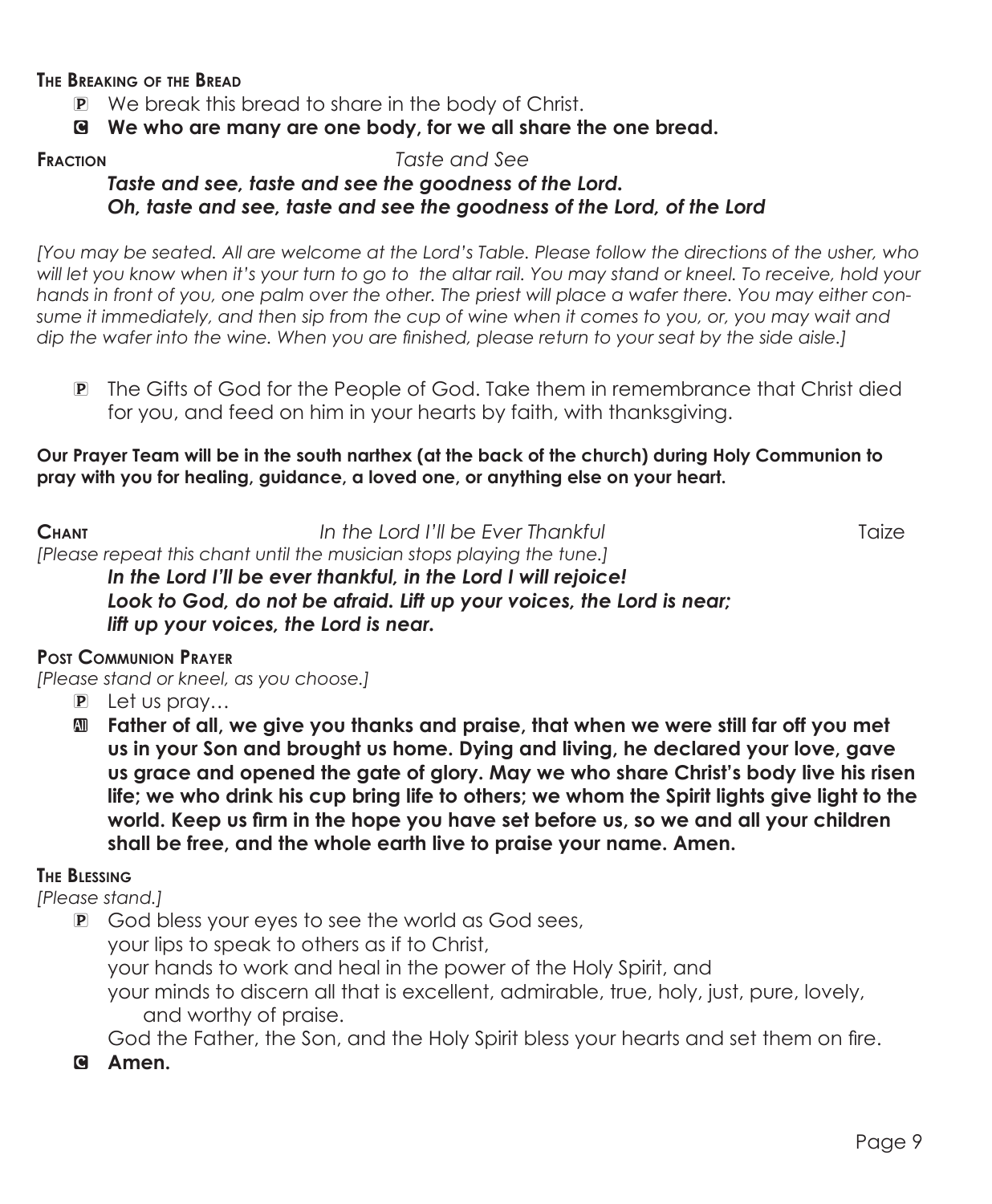**The Breaking of the Bread**

P We break this bread to share in the body of Christ.

C **We who are many are one body, for we all share the one bread.**

**Fraction** *Taste and See*

***Taste and see, taste and see the goodness of the Lord.***
***Oh, taste and see, taste and see the goodness of the Lord, of the Lord***

*[You may be seated. All are welcome at the Lord's Table. Please follow the directions of the usher, who will let you know when it's your turn to go to the altar rail. You may stand or kneel. To receive, hold your hands in front of you, one palm over the other. The priest will place a wafer there. You may either consume it immediately, and then sip from the cup of wine when it comes to you, or, you may wait and dip the wafer into the wine. When you are finished, please return to your seat by the side aisle.]*

P The Gifts of God for the People of God. Take them in remembrance that Christ died for you, and feed on him in your hearts by faith, with thanksgiving.

**Our Prayer Team will be in the south narthex (at the back of the church) during Holy Communion to pray with you for healing, guidance, a loved one, or anything else on your heart.**

**Chant** *In the Lord I'll be Ever Thankful* Taize

*[Please repeat this chant until the musician stops playing the tune.]*

***In the Lord I'll be ever thankful, in the Lord I will rejoice!***
***Look to God, do not be afraid. Lift up your voices, the Lord is near;***
***lift up your voices, the Lord is near.***

**Post Communion Prayer**

*[Please stand or kneel, as you choose.]*

P Let us pray…

A **Father of all, we give you thanks and praise, that when we were still far off you met us in your Son and brought us home. Dying and living, he declared your love, gave us grace and opened the gate of glory. May we who share Christ's body live his risen life; we who drink his cup bring life to others; we whom the Spirit lights give light to the world. Keep us firm in the hope you have set before us, so we and all your children shall be free, and the whole earth live to praise your name. Amen.**

**The Blessing**

*[Please stand.]*

P God bless your eyes to see the world as God sees,
your lips to speak to others as if to Christ,
your hands to work and heal in the power of the Holy Spirit, and
your minds to discern all that is excellent, admirable, true, holy, just, pure, lovely, and worthy of praise.
God the Father, the Son, and the Holy Spirit bless your hearts and set them on fire.

C **Amen.**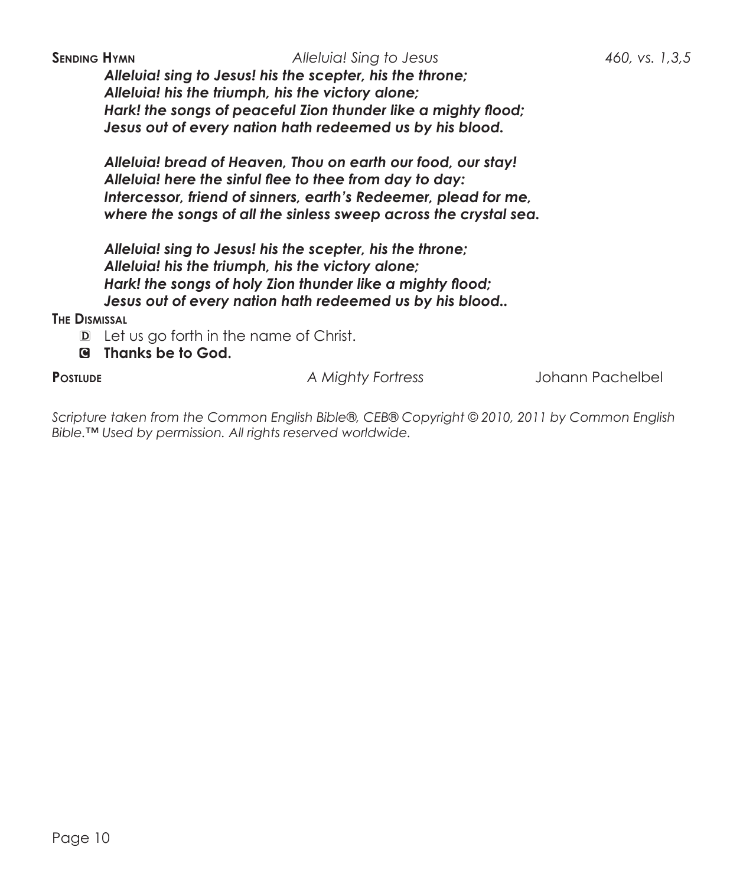**Sending Hymn** *Alleluia! Sing to Jesus* *460, vs. 1,3,5*

***Alleluia! sing to Jesus! his the scepter, his the throne;***
***Alleluia! his the triumph, his the victory alone;***
***Hark! the songs of peaceful Zion thunder like a mighty flood;***
***Jesus out of every nation hath redeemed us by his blood.***

***Alleluia! bread of Heaven, Thou on earth our food, our stay!***
***Alleluia! here the sinful flee to thee from day to day:***
***Intercessor, friend of sinners, earth's Redeemer, plead for me,***
***where the songs of all the sinless sweep across the crystal sea.***

***Alleluia! sing to Jesus! his the scepter, his the throne;***
***Alleluia! his the triumph, his the victory alone;***
***Hark! the songs of holy Zion thunder like a mighty flood;***
***Jesus out of every nation hath redeemed us by his blood..***

**The Dismissal**

D Let us go forth in the name of Christ.

**C Thanks be to God.**

**Postlude** *A Mighty Fortress* Johann Pachelbel

*Scripture taken from the Common English Bible®, CEB® Copyright © 2010, 2011 by Common English Bible.™ Used by permission. All rights reserved worldwide.*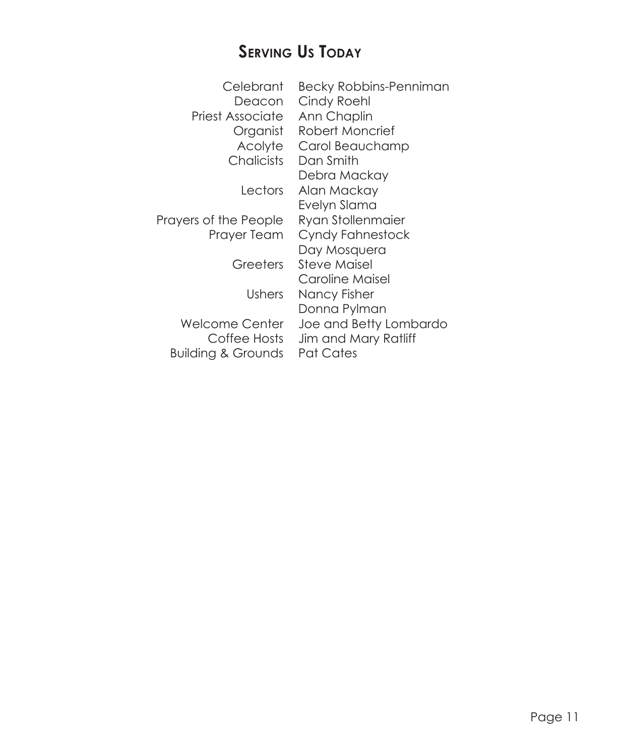## Serving Us Today

| | |
|---|---|
| Celebrant | Becky Robbins-Penniman |
| Deacon | Cindy Roehl |
| Priest Associate | Ann Chaplin |
| Organist | Robert Moncrief |
| Acolyte | Carol Beauchamp |
| Chalicists | Dan Smith |
| | Debra Mackay |
| Lectors | Alan Mackay |
| | Evelyn Slama |
| Prayers of the People | Ryan Stollenmaier |
| Prayer Team | Cyndy Fahnestock |
| | Day Mosquera |
| Greeters | Steve Maisel |
| | Caroline Maisel |
| Ushers | Nancy Fisher |
| | Donna Pylman |
| Welcome Center | Joe and Betty Lombardo |
| Coffee Hosts | Jim and Mary Ratliff |
| Building & Grounds | Pat Cates |